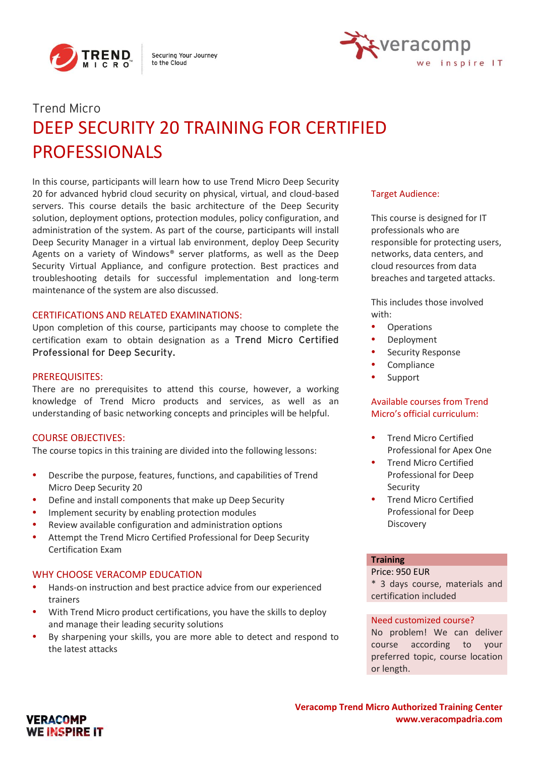Trend Micro

# DEEP SECURITY 20 TRAINING FOR CERTIFIED PROFESSIONALS

In this course, participants will learn how to use Trend Micro Deep Security 20 for advanced hybrid cloud security on physical, virtual, and cloud-based servers. This course details the basic architecture of the Deep Security solution, deployment options, protection modules, policy configuration, and administration of the system. As part of the course, participants will install Deep Security Manager in a virtual lab environment, deploy Deep Security Agents on a variety of Windows® server platforms, as well as the Deep Security Virtual Appliance, and configure protection. Best practices and troubleshooting details for successful implementation and long-term maintenance of the system are also discussed.

## CERTIFICATIONS AND RELATED EXAMINATIONS:

Upon completion of this course, participants may choose to complete the certification exam to obtain designation as a **Trend Micro Certified Professional for Deep Security.**

## PREREQUISITES:

There are no prerequisites to attend this course, however, a working knowledge of Trend Micro products and services, as well as an understanding of basic networking concepts and principles will be helpful.

## COURSE OBJECTIVES:

The course topics in this training are divided into the following lessons:

- Describe the purpose, features, functions, and capabilities of Trend Micro Deep Security 20
- Define and install components that make up Deep Security
- Implement security by enabling protection modules
- Review available configuration and administration options
- Attempt the Trend Micro Certified Professional for Deep Security Certification Exam

## WHY CHOOSE VERACOMP EDUCATION

- Hands-on instruction and best practice advice from our experienced trainers
- With Trend Micro product certifications, you have the skills to deploy and manage their leading security solutions
- By sharpening your skills, you are more able to detect and respond to the latest attacks

## Target Audience:

This course is designed for IT professionals who are responsible for protecting users, networks, data centers, and cloud resources from data breaches and targeted attacks.

This includes those involved with:

- Operations
- Deployment
- Security Response
- Compliance
- Support

## Available courses from Trend Micro's official curriculum:

- Trend Micro Certified Professional for Apex One
- Trend Micro Certified Professional for Deep Security
- Trend Micro Certified Professional for Deep Discovery

**Training**

Price: 950 EUR

\* 3 days course, materials and certification included

**Need customized course?**

No problem! We can deliver course according to your preferred topic, course location or length.

**Veracomp Trend Micro Authorized Training Center**
**www.veracompadria.com**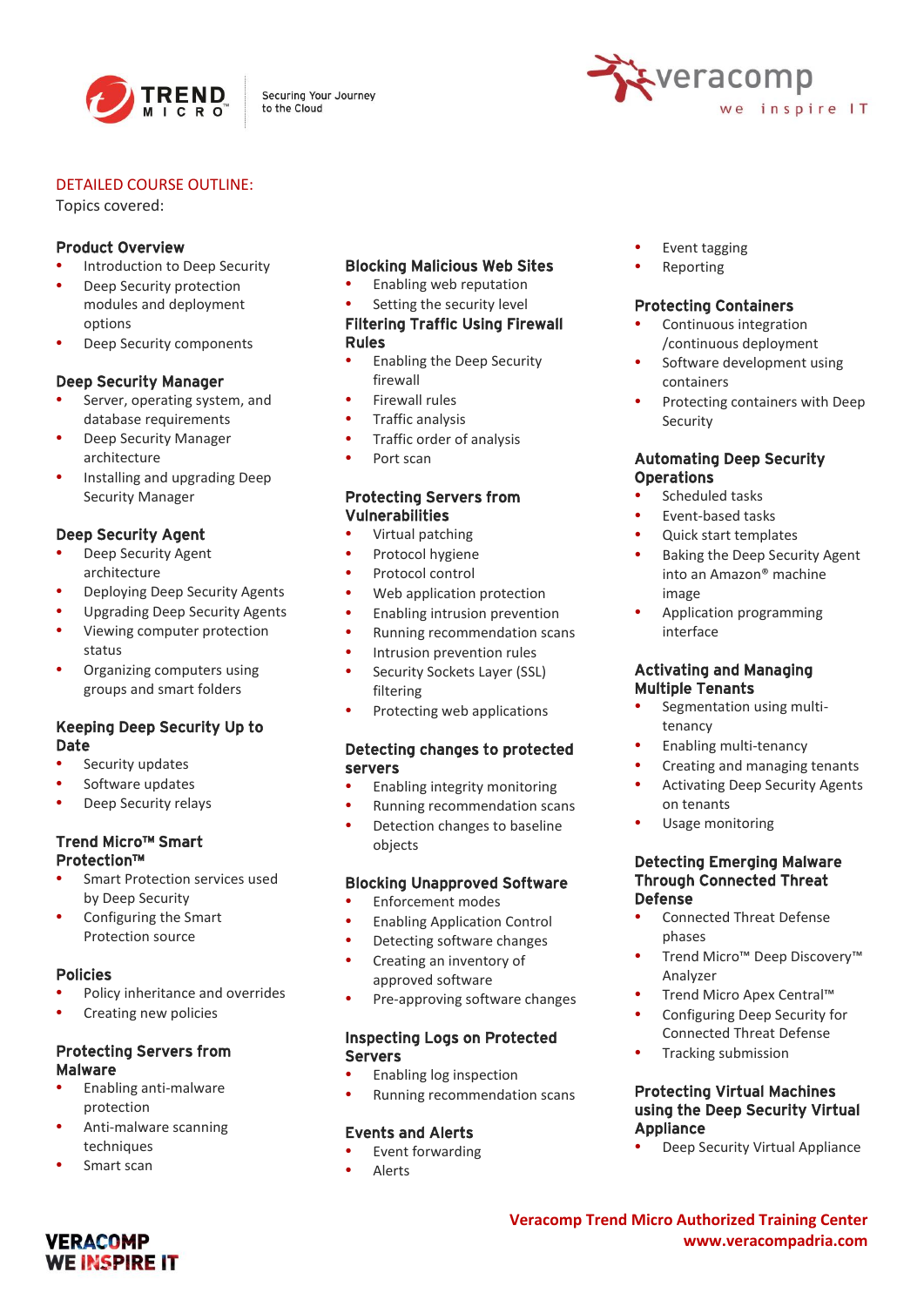DETAILED COURSE OUTLINE:

Topics covered:

### Product Overview
- Introduction to Deep Security
- Deep Security protection modules and deployment options
- Deep Security components

### Deep Security Manager
- Server, operating system, and database requirements
- Deep Security Manager architecture
- Installing and upgrading Deep Security Manager

### Deep Security Agent
- Deep Security Agent architecture
- Deploying Deep Security Agents
- Upgrading Deep Security Agents
- Viewing computer protection status
- Organizing computers using groups and smart folders

### Keeping Deep Security Up to Date
- Security updates
- Software updates
- Deep Security relays

### Trend Micro™ Smart Protection™
- Smart Protection services used by Deep Security
- Configuring the Smart Protection source

### Policies
- Policy inheritance and overrides
- Creating new policies

### Protecting Servers from Malware
- Enabling anti-malware protection
- Anti-malware scanning techniques
- Smart scan

### Blocking Malicious Web Sites
- Enabling web reputation
- Setting the security level

### Filtering Traffic Using Firewall Rules
- Enabling the Deep Security firewall
- Firewall rules
- Traffic analysis
- Traffic order of analysis
- Port scan

### Protecting Servers from Vulnerabilities
- Virtual patching
- Protocol hygiene
- Protocol control
- Web application protection
- Enabling intrusion prevention
- Running recommendation scans
- Intrusion prevention rules
- Security Sockets Layer (SSL) filtering
- Protecting web applications

### Detecting changes to protected servers
- Enabling integrity monitoring
- Running recommendation scans
- Detection changes to baseline objects

### Blocking Unapproved Software
- Enforcement modes
- Enabling Application Control
- Detecting software changes
- Creating an inventory of approved software
- Pre-approving software changes

### Inspecting Logs on Protected Servers
- Enabling log inspection
- Running recommendation scans

### Events and Alerts
- Event forwarding
- Alerts
- Event tagging
- Reporting

### Protecting Containers
- Continuous integration /continuous deployment
- Software development using containers
- Protecting containers with Deep Security

### Automating Deep Security Operations
- Scheduled tasks
- Event-based tasks
- Quick start templates
- Baking the Deep Security Agent into an Amazon® machine image
- Application programming interface

### Activating and Managing Multiple Tenants
- Segmentation using multi-tenancy
- Enabling multi-tenancy
- Creating and managing tenants
- Activating Deep Security Agents on tenants
- Usage monitoring

### Detecting Emerging Malware Through Connected Threat Defense
- Connected Threat Defense phases
- Trend Micro™ Deep Discovery™ Analyzer
- Trend Micro Apex Central™
- Configuring Deep Security for Connected Threat Defense
- Tracking submission

### Protecting Virtual Machines using the Deep Security Virtual Appliance
- Deep Security Virtual Appliance

**Veracomp Trend Micro Authorized Training Center**
**www.veracompadria.com**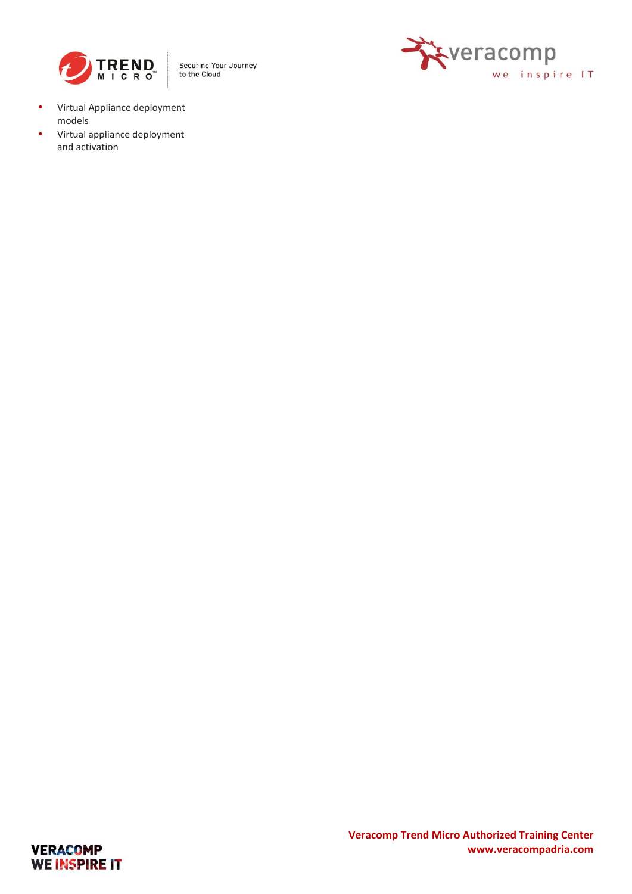- Virtual Appliance deployment models
- Virtual appliance deployment and activation